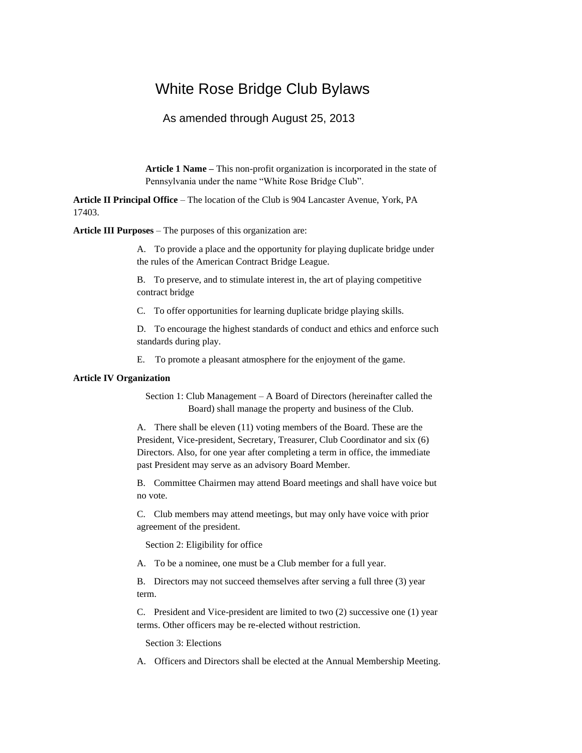# White Rose Bridge Club Bylaws

As amended through August 25, 2013

**Article 1 Name –** This non-profit organization is incorporated in the state of Pennsylvania under the name "White Rose Bridge Club".

**Article II Principal Office** – The location of the Club is 904 Lancaster Avenue, York, PA 17403.

**Article III Purposes** – The purposes of this organization are:

A. To provide a place and the opportunity for playing duplicate bridge under the rules of the American Contract Bridge League.

B. To preserve, and to stimulate interest in, the art of playing competitive contract bridge

C. To offer opportunities for learning duplicate bridge playing skills.

D. To encourage the highest standards of conduct and ethics and enforce such standards during play.

E. To promote a pleasant atmosphere for the enjoyment of the game.

**Article IV Organization**

Section 1: Club Management – A Board of Directors (hereinafter called the Board) shall manage the property and business of the Club.

A. There shall be eleven (11) voting members of the Board. These are the President, Vice-president, Secretary, Treasurer, Club Coordinator and six (6) Directors. Also, for one year after completing a term in office, the immediate past President may serve as an advisory Board Member.

B. Committee Chairmen may attend Board meetings and shall have voice but no vote.

C. Club members may attend meetings, but may only have voice with prior agreement of the president.

Section 2: Eligibility for office

A. To be a nominee, one must be a Club member for a full year.

B. Directors may not succeed themselves after serving a full three (3) year term.

C. President and Vice-president are limited to two (2) successive one (1) year terms. Other officers may be re-elected without restriction.

Section 3: Elections

A. Officers and Directors shall be elected at the Annual Membership Meeting.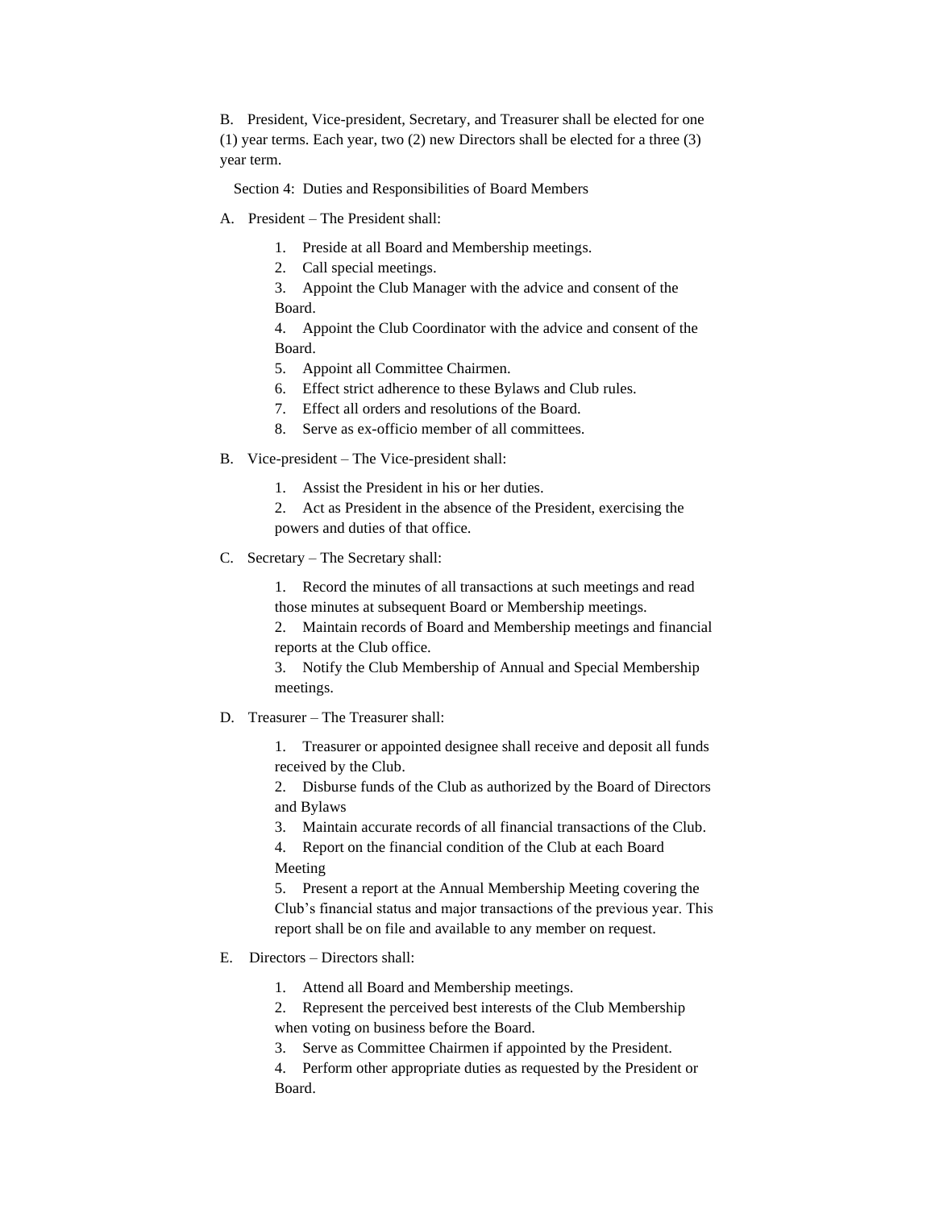B. President, Vice-president, Secretary, and Treasurer shall be elected for one (1) year terms. Each year, two (2) new Directors shall be elected for a three (3) year term.

Section 4: Duties and Responsibilities of Board Members

A. President – The President shall:

1. Preside at all Board and Membership meetings.
2. Call special meetings.
3. Appoint the Club Manager with the advice and consent of the Board.
4. Appoint the Club Coordinator with the advice and consent of the Board.
5. Appoint all Committee Chairmen.
6. Effect strict adherence to these Bylaws and Club rules.
7. Effect all orders and resolutions of the Board.
8. Serve as ex-officio member of all committees.

B. Vice-president – The Vice-president shall:

1. Assist the President in his or her duties.
2. Act as President in the absence of the President, exercising the powers and duties of that office.

C. Secretary – The Secretary shall:

1. Record the minutes of all transactions at such meetings and read those minutes at subsequent Board or Membership meetings.
2. Maintain records of Board and Membership meetings and financial reports at the Club office.
3. Notify the Club Membership of Annual and Special Membership meetings.

D. Treasurer – The Treasurer shall:

1. Treasurer or appointed designee shall receive and deposit all funds received by the Club.
2. Disburse funds of the Club as authorized by the Board of Directors and Bylaws
3. Maintain accurate records of all financial transactions of the Club.
4. Report on the financial condition of the Club at each Board Meeting
5. Present a report at the Annual Membership Meeting covering the Club's financial status and major transactions of the previous year. This report shall be on file and available to any member on request.

E. Directors – Directors shall:

1. Attend all Board and Membership meetings.
2. Represent the perceived best interests of the Club Membership when voting on business before the Board.
3. Serve as Committee Chairmen if appointed by the President.
4. Perform other appropriate duties as requested by the President or Board.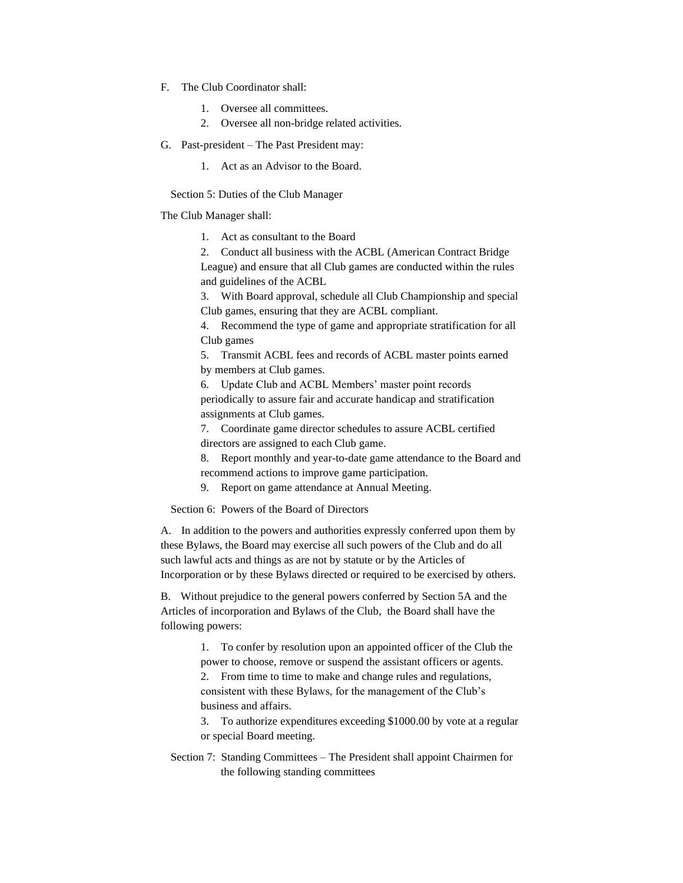F. The Club Coordinator shall:

1. Oversee all committees.
2. Oversee all non-bridge related activities.

G. Past-president – The Past President may:

1. Act as an Advisor to the Board.

Section 5: Duties of the Club Manager

The Club Manager shall:

1. Act as consultant to the Board
2. Conduct all business with the ACBL (American Contract Bridge League) and ensure that all Club games are conducted within the rules and guidelines of the ACBL
3. With Board approval, schedule all Club Championship and special Club games, ensuring that they are ACBL compliant.
4. Recommend the type of game and appropriate stratification for all Club games
5. Transmit ACBL fees and records of ACBL master points earned by members at Club games.
6. Update Club and ACBL Members' master point records periodically to assure fair and accurate handicap and stratification assignments at Club games.
7. Coordinate game director schedules to assure ACBL certified directors are assigned to each Club game.
8. Report monthly and year-to-date game attendance to the Board and recommend actions to improve game participation.
9. Report on game attendance at Annual Meeting.

Section 6: Powers of the Board of Directors

A. In addition to the powers and authorities expressly conferred upon them by these Bylaws, the Board may exercise all such powers of the Club and do all such lawful acts and things as are not by statute or by the Articles of Incorporation or by these Bylaws directed or required to be exercised by others.

B. Without prejudice to the general powers conferred by Section 5A and the Articles of incorporation and Bylaws of the Club, the Board shall have the following powers:

1. To confer by resolution upon an appointed officer of the Club the power to choose, remove or suspend the assistant officers or agents.
2. From time to time to make and change rules and regulations, consistent with these Bylaws, for the management of the Club's business and affairs.
3. To authorize expenditures exceeding $1000.00 by vote at a regular or special Board meeting.

Section 7: Standing Committees – The President shall appoint Chairmen for the following standing committees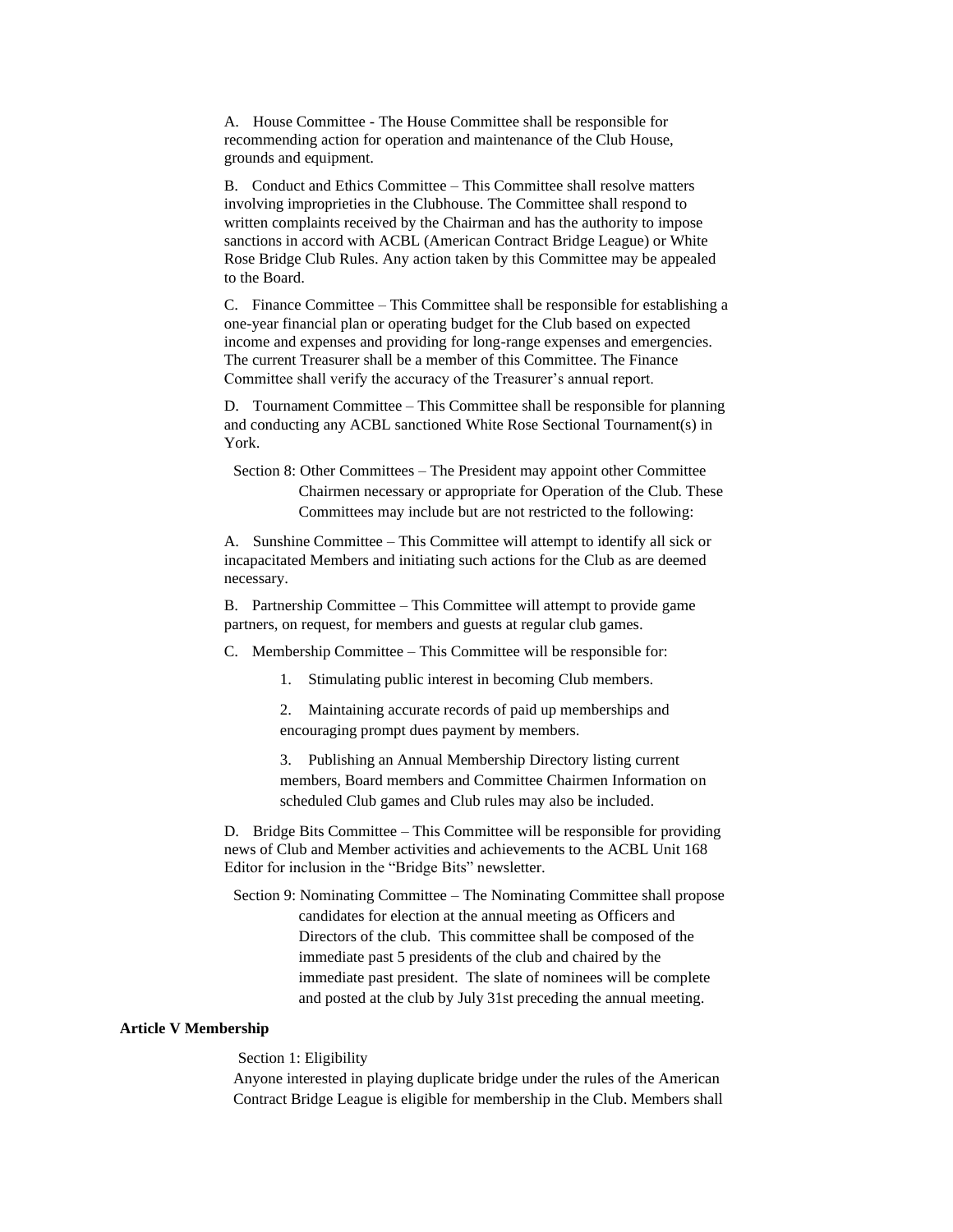A. House Committee - The House Committee shall be responsible for recommending action for operation and maintenance of the Club House, grounds and equipment.

B. Conduct and Ethics Committee – This Committee shall resolve matters involving improprieties in the Clubhouse. The Committee shall respond to written complaints received by the Chairman and has the authority to impose sanctions in accord with ACBL (American Contract Bridge League) or White Rose Bridge Club Rules. Any action taken by this Committee may be appealed to the Board.

C. Finance Committee – This Committee shall be responsible for establishing a one-year financial plan or operating budget for the Club based on expected income and expenses and providing for long-range expenses and emergencies. The current Treasurer shall be a member of this Committee. The Finance Committee shall verify the accuracy of the Treasurer's annual report.

D. Tournament Committee – This Committee shall be responsible for planning and conducting any ACBL sanctioned White Rose Sectional Tournament(s) in York.

Section 8: Other Committees – The President may appoint other Committee Chairmen necessary or appropriate for Operation of the Club. These Committees may include but are not restricted to the following:

A. Sunshine Committee – This Committee will attempt to identify all sick or incapacitated Members and initiating such actions for the Club as are deemed necessary.

B. Partnership Committee – This Committee will attempt to provide game partners, on request, for members and guests at regular club games.

C. Membership Committee – This Committee will be responsible for:

1. Stimulating public interest in becoming Club members.
2. Maintaining accurate records of paid up memberships and encouraging prompt dues payment by members.
3. Publishing an Annual Membership Directory listing current members, Board members and Committee Chairmen Information on scheduled Club games and Club rules may also be included.

D. Bridge Bits Committee – This Committee will be responsible for providing news of Club and Member activities and achievements to the ACBL Unit 168 Editor for inclusion in the "Bridge Bits" newsletter.

Section 9: Nominating Committee – The Nominating Committee shall propose candidates for election at the annual meeting as Officers and Directors of the club. This committee shall be composed of the immediate past 5 presidents of the club and chaired by the immediate past president. The slate of nominees will be complete and posted at the club by July 31st preceding the annual meeting.

**Article V Membership**

Section 1: Eligibility

Anyone interested in playing duplicate bridge under the rules of the American Contract Bridge League is eligible for membership in the Club. Members shall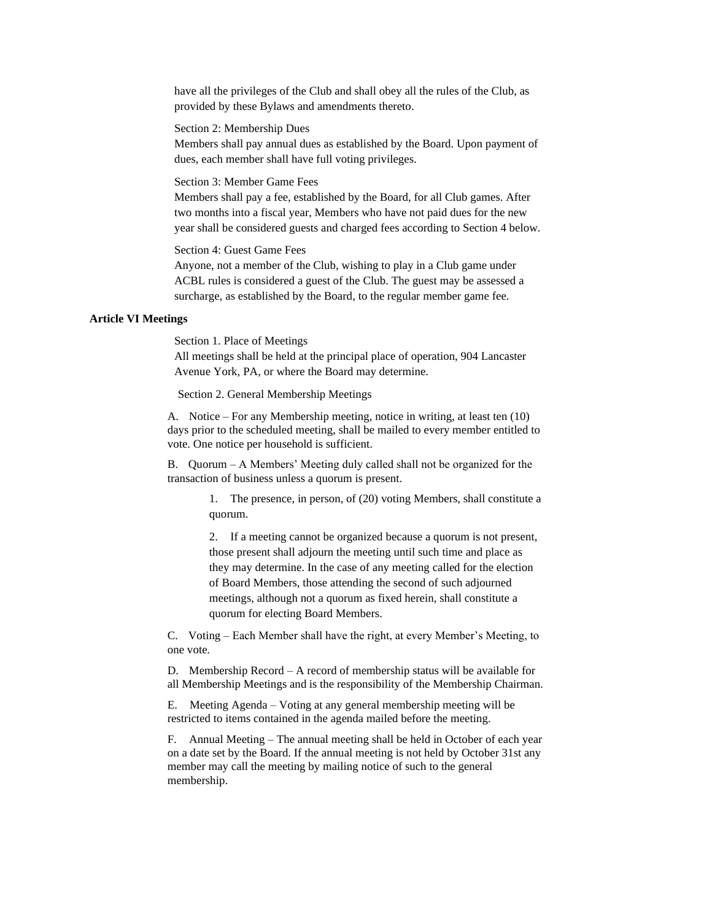have all the privileges of the Club and shall obey all the rules of the Club, as provided by these Bylaws and amendments thereto.

Section 2: Membership Dues
Members shall pay annual dues as established by the Board. Upon payment of dues, each member shall have full voting privileges.

Section 3: Member Game Fees
Members shall pay a fee, established by the Board, for all Club games. After two months into a fiscal year, Members who have not paid dues for the new year shall be considered guests and charged fees according to Section 4 below.

Section 4: Guest Game Fees
Anyone, not a member of the Club, wishing to play in a Club game under ACBL rules is considered a guest of the Club. The guest may be assessed a surcharge, as established by the Board, to the regular member game fee.

**Article VI Meetings**

Section 1. Place of Meetings
All meetings shall be held at the principal place of operation, 904 Lancaster Avenue York, PA, or where the Board may determine.

Section 2. General Membership Meetings

A. Notice – For any Membership meeting, notice in writing, at least ten (10) days prior to the scheduled meeting, shall be mailed to every member entitled to vote. One notice per household is sufficient.

B. Quorum – A Members' Meeting duly called shall not be organized for the transaction of business unless a quorum is present.

1. The presence, in person, of (20) voting Members, shall constitute a quorum.

2. If a meeting cannot be organized because a quorum is not present, those present shall adjourn the meeting until such time and place as they may determine. In the case of any meeting called for the election of Board Members, those attending the second of such adjourned meetings, although not a quorum as fixed herein, shall constitute a quorum for electing Board Members.

C. Voting – Each Member shall have the right, at every Member's Meeting, to one vote.

D. Membership Record – A record of membership status will be available for all Membership Meetings and is the responsibility of the Membership Chairman.

E. Meeting Agenda – Voting at any general membership meeting will be restricted to items contained in the agenda mailed before the meeting.

F. Annual Meeting – The annual meeting shall be held in October of each year on a date set by the Board. If the annual meeting is not held by October 31st any member may call the meeting by mailing notice of such to the general membership.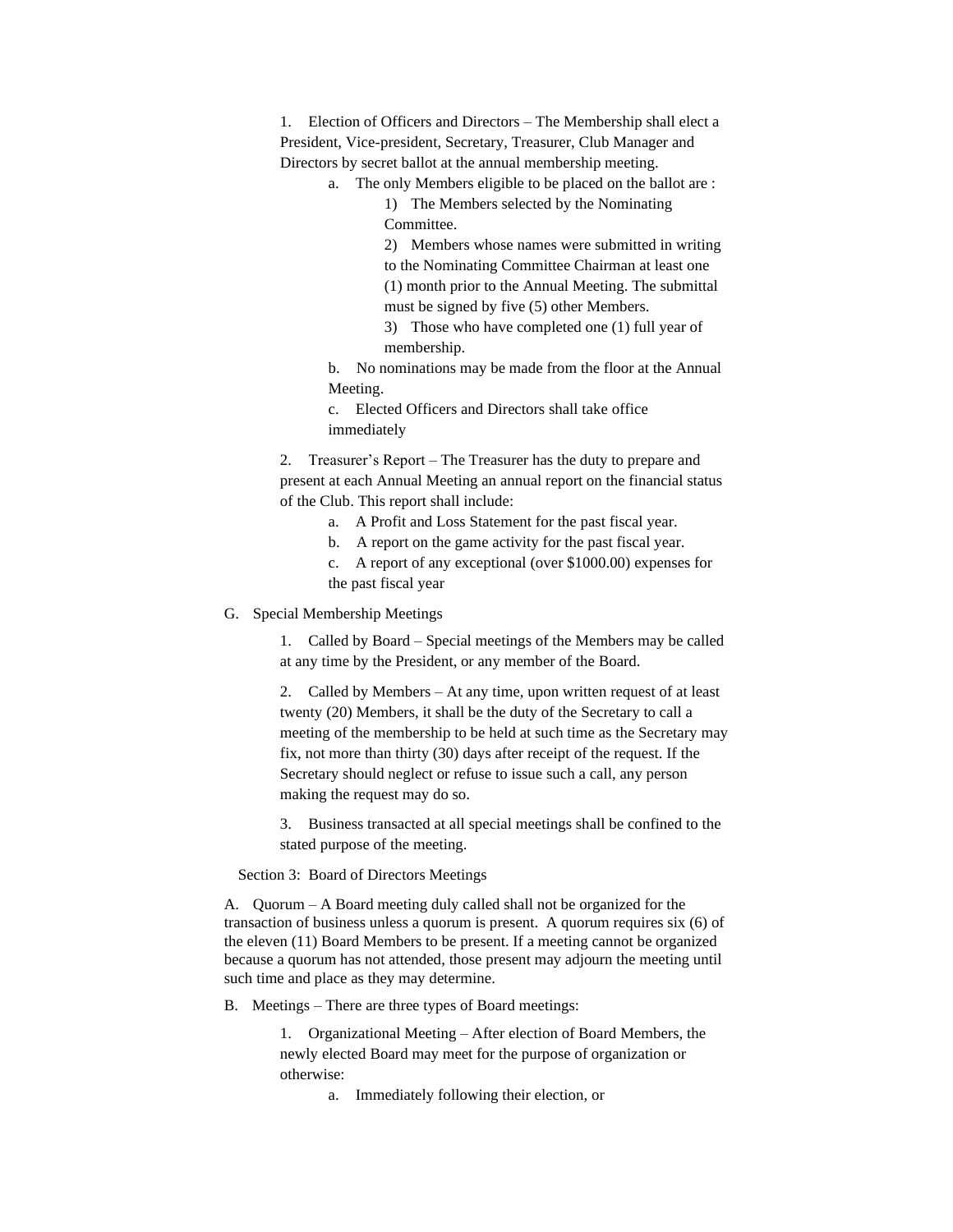1. Election of Officers and Directors – The Membership shall elect a President, Vice-president, Secretary, Treasurer, Club Manager and Directors by secret ballot at the annual membership meeting.
    a. The only Members eligible to be placed on the ballot are :
        1) The Members selected by the Nominating Committee.
        2) Members whose names were submitted in writing to the Nominating Committee Chairman at least one (1) month prior to the Annual Meeting. The submittal must be signed by five (5) other Members.
        3) Those who have completed one (1) full year of membership.
    b. No nominations may be made from the floor at the Annual Meeting.
    c. Elected Officers and Directors shall take office immediately

2. Treasurer's Report – The Treasurer has the duty to prepare and present at each Annual Meeting an annual report on the financial status of the Club. This report shall include:
    a. A Profit and Loss Statement for the past fiscal year.
    b. A report on the game activity for the past fiscal year.
    c. A report of any exceptional (over $1000.00) expenses for the past fiscal year

G. Special Membership Meetings

1. Called by Board – Special meetings of the Members may be called at any time by the President, or any member of the Board.

2. Called by Members – At any time, upon written request of at least twenty (20) Members, it shall be the duty of the Secretary to call a meeting of the membership to be held at such time as the Secretary may fix, not more than thirty (30) days after receipt of the request. If the Secretary should neglect or refuse to issue such a call, any person making the request may do so.

3. Business transacted at all special meetings shall be confined to the stated purpose of the meeting.

Section 3: Board of Directors Meetings

A. Quorum – A Board meeting duly called shall not be organized for the transaction of business unless a quorum is present. A quorum requires six (6) of the eleven (11) Board Members to be present. If a meeting cannot be organized because a quorum has not attended, those present may adjourn the meeting until such time and place as they may determine.

B. Meetings – There are three types of Board meetings:

1. Organizational Meeting – After election of Board Members, the newly elected Board may meet for the purpose of organization or otherwise:
    a. Immediately following their election, or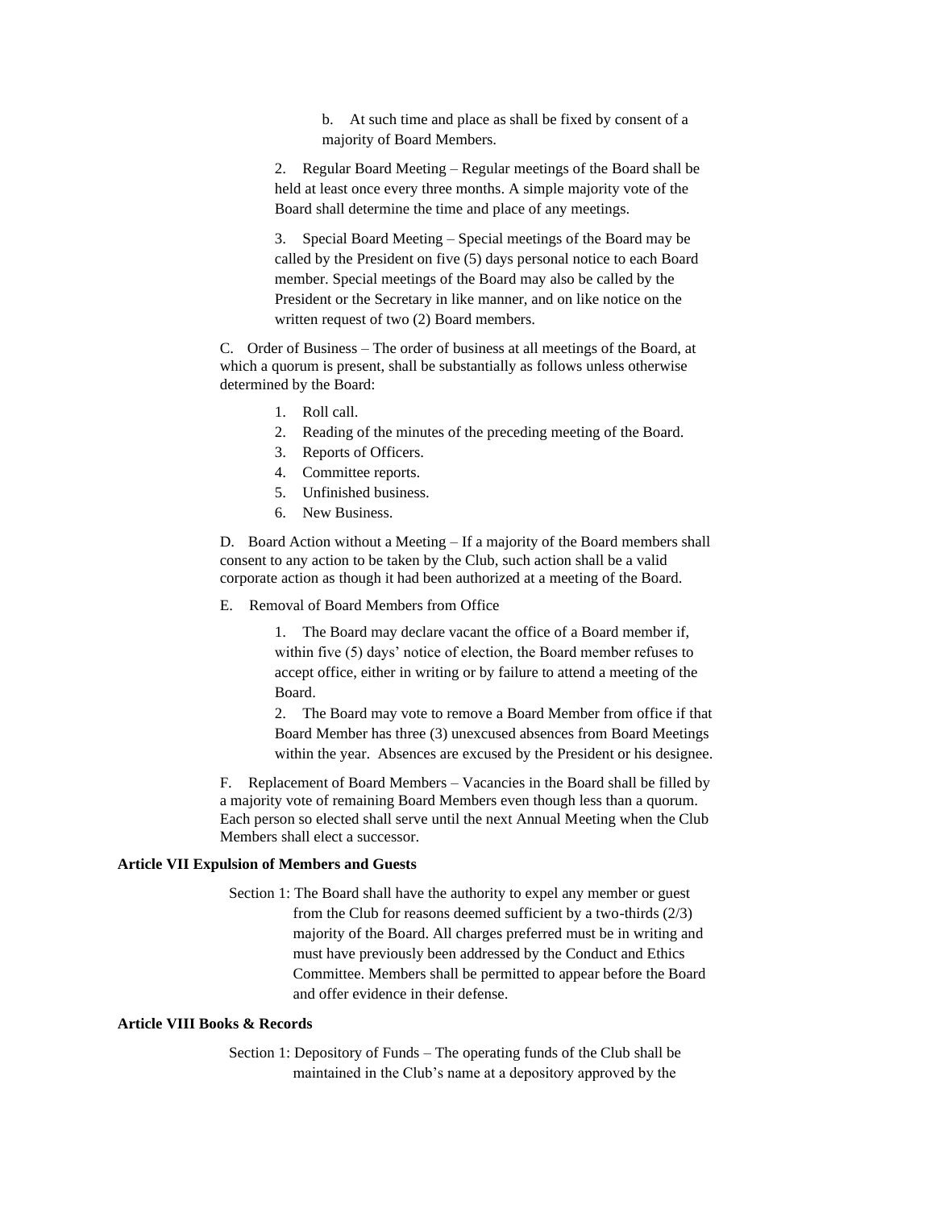b. At such time and place as shall be fixed by consent of a majority of Board Members.

2. Regular Board Meeting – Regular meetings of the Board shall be held at least once every three months. A simple majority vote of the Board shall determine the time and place of any meetings.

3. Special Board Meeting – Special meetings of the Board may be called by the President on five (5) days personal notice to each Board member. Special meetings of the Board may also be called by the President or the Secretary in like manner, and on like notice on the written request of two (2) Board members.

C. Order of Business – The order of business at all meetings of the Board, at which a quorum is present, shall be substantially as follows unless otherwise determined by the Board:

1. Roll call.
2. Reading of the minutes of the preceding meeting of the Board.
3. Reports of Officers.
4. Committee reports.
5. Unfinished business.
6. New Business.

D. Board Action without a Meeting – If a majority of the Board members shall consent to any action to be taken by the Club, such action shall be a valid corporate action as though it had been authorized at a meeting of the Board.

E. Removal of Board Members from Office

1. The Board may declare vacant the office of a Board member if, within five (5) days' notice of election, the Board member refuses to accept office, either in writing or by failure to attend a meeting of the Board.

2. The Board may vote to remove a Board Member from office if that Board Member has three (3) unexcused absences from Board Meetings within the year. Absences are excused by the President or his designee.

F. Replacement of Board Members – Vacancies in the Board shall be filled by a majority vote of remaining Board Members even though less than a quorum. Each person so elected shall serve until the next Annual Meeting when the Club Members shall elect a successor.

**Article VII Expulsion of Members and Guests**

Section 1: The Board shall have the authority to expel any member or guest from the Club for reasons deemed sufficient by a two-thirds (2/3) majority of the Board. All charges preferred must be in writing and must have previously been addressed by the Conduct and Ethics Committee. Members shall be permitted to appear before the Board and offer evidence in their defense.

**Article VIII Books & Records**

Section 1: Depository of Funds – The operating funds of the Club shall be maintained in the Club's name at a depository approved by the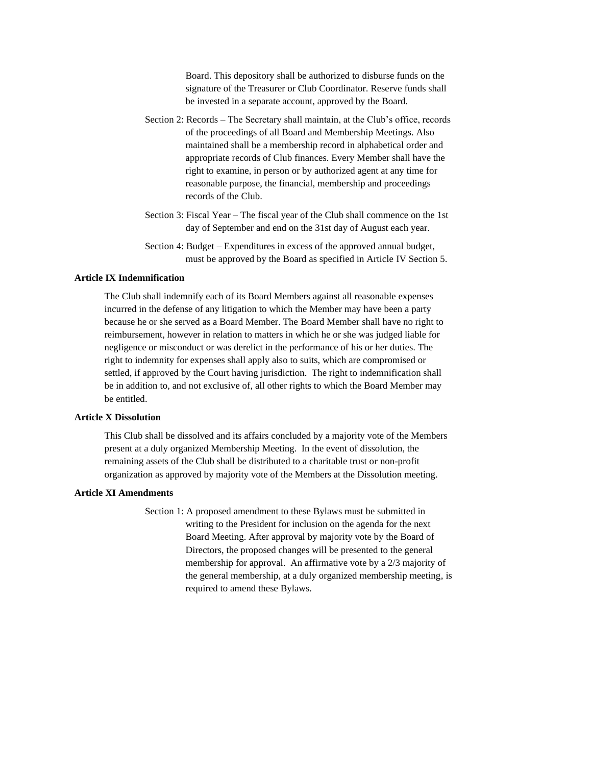Board. This depository shall be authorized to disburse funds on the signature of the Treasurer or Club Coordinator. Reserve funds shall be invested in a separate account, approved by the Board.

Section 2: Records – The Secretary shall maintain, at the Club's office, records of the proceedings of all Board and Membership Meetings. Also maintained shall be a membership record in alphabetical order and appropriate records of Club finances. Every Member shall have the right to examine, in person or by authorized agent at any time for reasonable purpose, the financial, membership and proceedings records of the Club.

Section 3: Fiscal Year – The fiscal year of the Club shall commence on the 1st day of September and end on the 31st day of August each year.

Section 4: Budget – Expenditures in excess of the approved annual budget, must be approved by the Board as specified in Article IV Section 5.

**Article IX Indemnification**

The Club shall indemnify each of its Board Members against all reasonable expenses incurred in the defense of any litigation to which the Member may have been a party because he or she served as a Board Member. The Board Member shall have no right to reimbursement, however in relation to matters in which he or she was judged liable for negligence or misconduct or was derelict in the performance of his or her duties. The right to indemnity for expenses shall apply also to suits, which are compromised or settled, if approved by the Court having jurisdiction. The right to indemnification shall be in addition to, and not exclusive of, all other rights to which the Board Member may be entitled.

**Article X Dissolution**

This Club shall be dissolved and its affairs concluded by a majority vote of the Members present at a duly organized Membership Meeting. In the event of dissolution, the remaining assets of the Club shall be distributed to a charitable trust or non-profit organization as approved by majority vote of the Members at the Dissolution meeting.

**Article XI Amendments**

Section 1: A proposed amendment to these Bylaws must be submitted in writing to the President for inclusion on the agenda for the next Board Meeting. After approval by majority vote by the Board of Directors, the proposed changes will be presented to the general membership for approval. An affirmative vote by a 2/3 majority of the general membership, at a duly organized membership meeting, is required to amend these Bylaws.